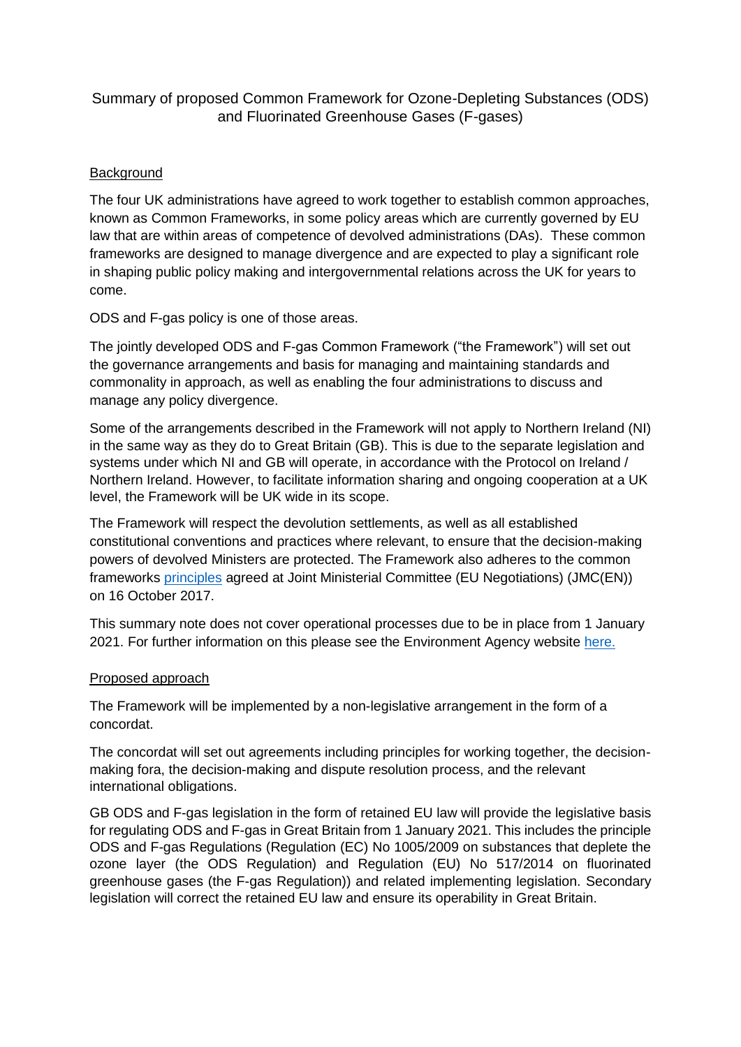# Summary of proposed Common Framework for Ozone-Depleting Substances (ODS) and Fluorinated Greenhouse Gases (F-gases)

## Background

The four UK administrations have agreed to work together to establish common approaches, known as Common Frameworks, in some policy areas which are currently governed by EU law that are within areas of competence of devolved administrations (DAs). These common frameworks are designed to manage divergence and are expected to play a significant role in shaping public policy making and intergovernmental relations across the UK for years to come.

ODS and F-gas policy is one of those areas.

The jointly developed ODS and F-gas Common Framework ("the Framework") will set out the governance arrangements and basis for managing and maintaining standards and commonality in approach, as well as enabling the four administrations to discuss and manage any policy divergence.

Some of the arrangements described in the Framework will not apply to Northern Ireland (NI) in the same way as they do to Great Britain (GB). This is due to the separate legislation and systems under which NI and GB will operate, in accordance with the Protocol on Ireland / Northern Ireland. However, to facilitate information sharing and ongoing cooperation at a UK level, the Framework will be UK wide in its scope.

The Framework will respect the devolution settlements, as well as all established constitutional conventions and practices where relevant, to ensure that the decision-making powers of devolved Ministers are protected. The Framework also adheres to the common frameworks principles agreed at Joint Ministerial Committee (EU Negotiations) (JMC(EN)) on 16 October 2017.

This summary note does not cover operational processes due to be in place from 1 January 2021. For further information on this please see the Environment Agency website here.

## Proposed approach

The Framework will be implemented by a non-legislative arrangement in the form of a concordat.

The concordat will set out agreements including principles for working together, the decision-making fora, the decision-making and dispute resolution process, and the relevant international obligations.

GB ODS and F-gas legislation in the form of retained EU law will provide the legislative basis for regulating ODS and F-gas in Great Britain from 1 January 2021. This includes the principle ODS and F-gas Regulations (Regulation (EC) No 1005/2009 on substances that deplete the ozone layer (the ODS Regulation) and Regulation (EU) No 517/2014 on fluorinated greenhouse gases (the F-gas Regulation)) and related implementing legislation. Secondary legislation will correct the retained EU law and ensure its operability in Great Britain.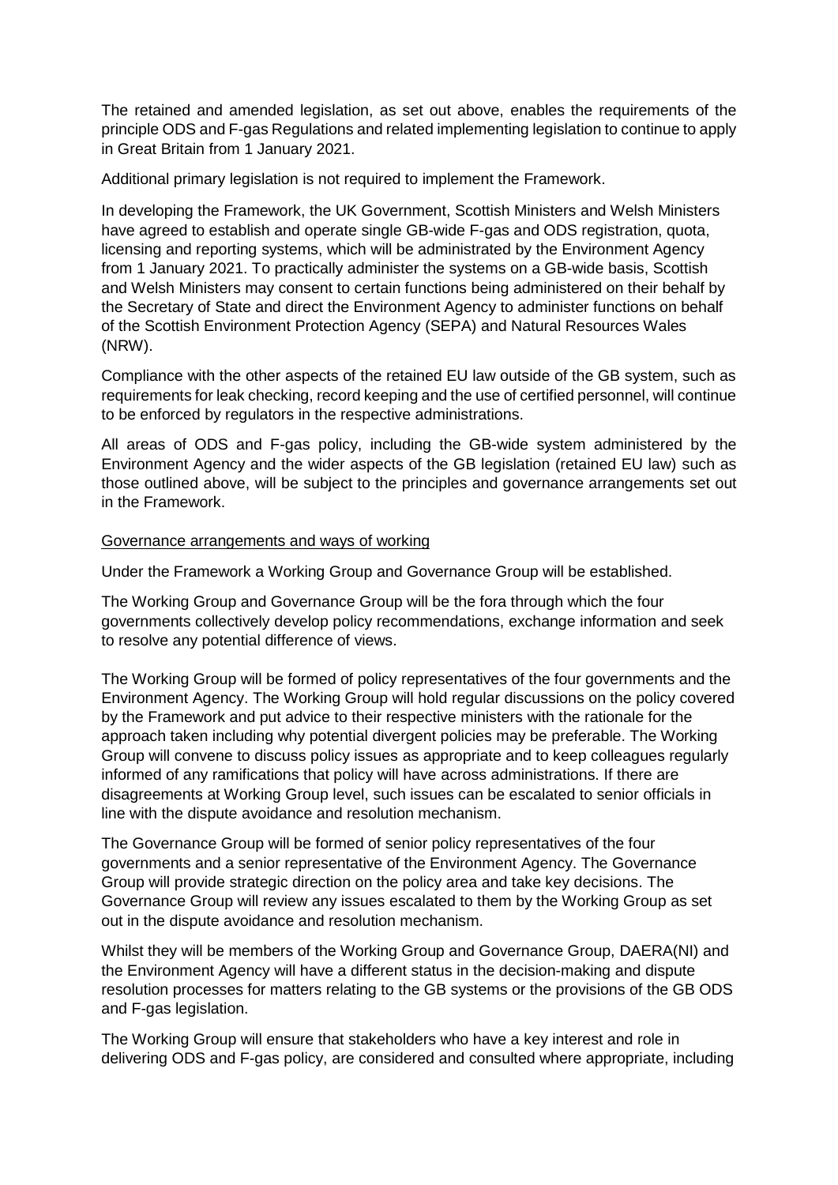The retained and amended legislation, as set out above, enables the requirements of the principle ODS and F-gas Regulations and related implementing legislation to continue to apply in Great Britain from 1 January 2021.

Additional primary legislation is not required to implement the Framework.

In developing the Framework, the UK Government, Scottish Ministers and Welsh Ministers have agreed to establish and operate single GB-wide F-gas and ODS registration, quota, licensing and reporting systems, which will be administrated by the Environment Agency from 1 January 2021. To practically administer the systems on a GB-wide basis, Scottish and Welsh Ministers may consent to certain functions being administered on their behalf by the Secretary of State and direct the Environment Agency to administer functions on behalf of the Scottish Environment Protection Agency (SEPA) and Natural Resources Wales (NRW).

Compliance with the other aspects of the retained EU law outside of the GB system, such as requirements for leak checking, record keeping and the use of certified personnel, will continue to be enforced by regulators in the respective administrations.

All areas of ODS and F-gas policy, including the GB-wide system administered by the Environment Agency and the wider aspects of the GB legislation (retained EU law) such as those outlined above, will be subject to the principles and governance arrangements set out in the Framework.

<u>Governance arrangements and ways of working</u>

Under the Framework a Working Group and Governance Group will be established.

The Working Group and Governance Group will be the fora through which the four governments collectively develop policy recommendations, exchange information and seek to resolve any potential difference of views.

The Working Group will be formed of policy representatives of the four governments and the Environment Agency. The Working Group will hold regular discussions on the policy covered by the Framework and put advice to their respective ministers with the rationale for the approach taken including why potential divergent policies may be preferable. The Working Group will convene to discuss policy issues as appropriate and to keep colleagues regularly informed of any ramifications that policy will have across administrations. If there are disagreements at Working Group level, such issues can be escalated to senior officials in line with the dispute avoidance and resolution mechanism.

The Governance Group will be formed of senior policy representatives of the four governments and a senior representative of the Environment Agency. The Governance Group will provide strategic direction on the policy area and take key decisions. The Governance Group will review any issues escalated to them by the Working Group as set out in the dispute avoidance and resolution mechanism.

Whilst they will be members of the Working Group and Governance Group, DAERA(NI) and the Environment Agency will have a different status in the decision-making and dispute resolution processes for matters relating to the GB systems or the provisions of the GB ODS and F-gas legislation.

The Working Group will ensure that stakeholders who have a key interest and role in delivering ODS and F-gas policy, are considered and consulted where appropriate, including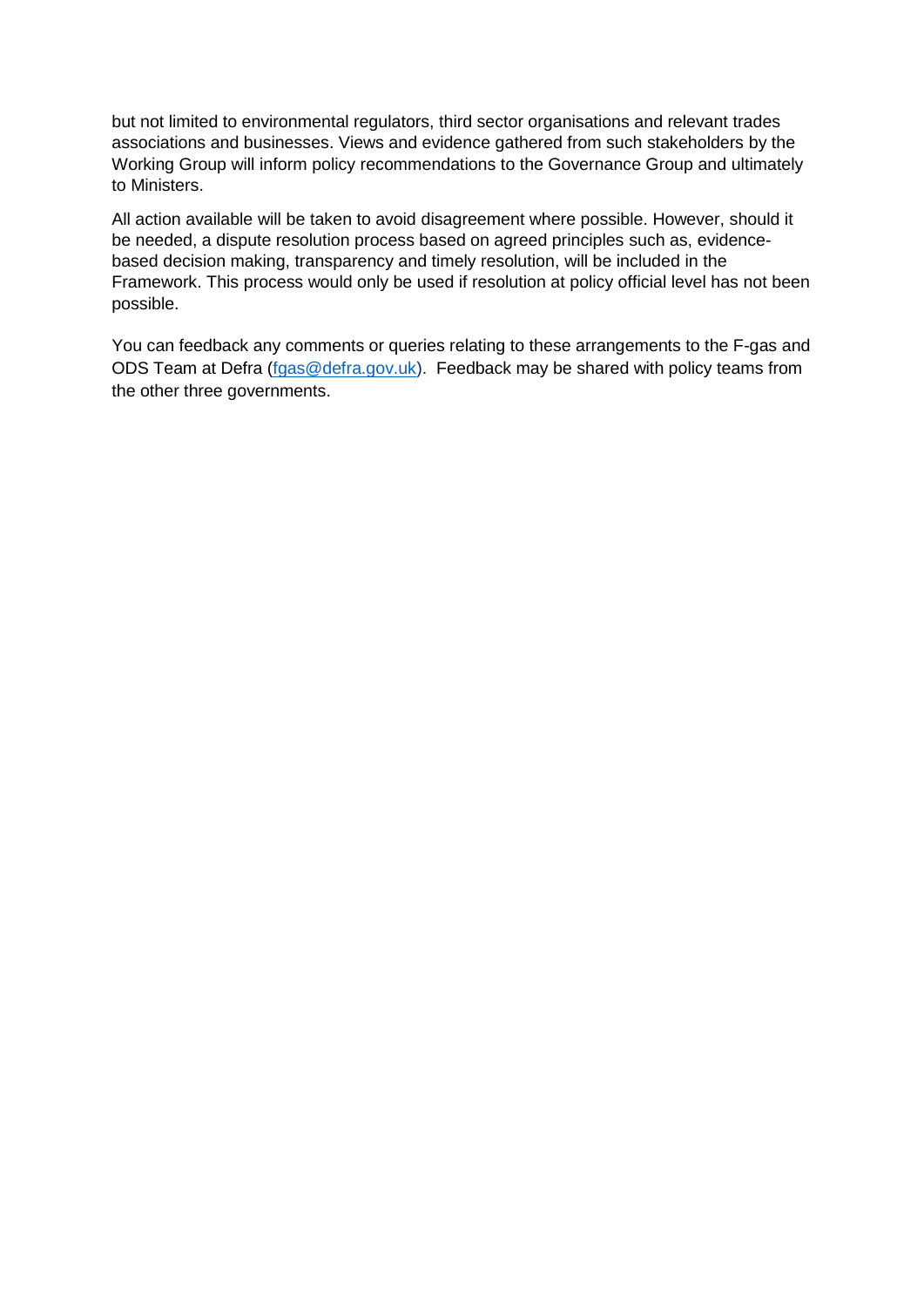but not limited to environmental regulators, third sector organisations and relevant trades associations and businesses. Views and evidence gathered from such stakeholders by the Working Group will inform policy recommendations to the Governance Group and ultimately to Ministers.

All action available will be taken to avoid disagreement where possible. However, should it be needed, a dispute resolution process based on agreed principles such as, evidence-based decision making, transparency and timely resolution, will be included in the Framework. This process would only be used if resolution at policy official level has not been possible.

You can feedback any comments or queries relating to these arrangements to the F-gas and ODS Team at Defra (fgas@defra.gov.uk). Feedback may be shared with policy teams from the other three governments.